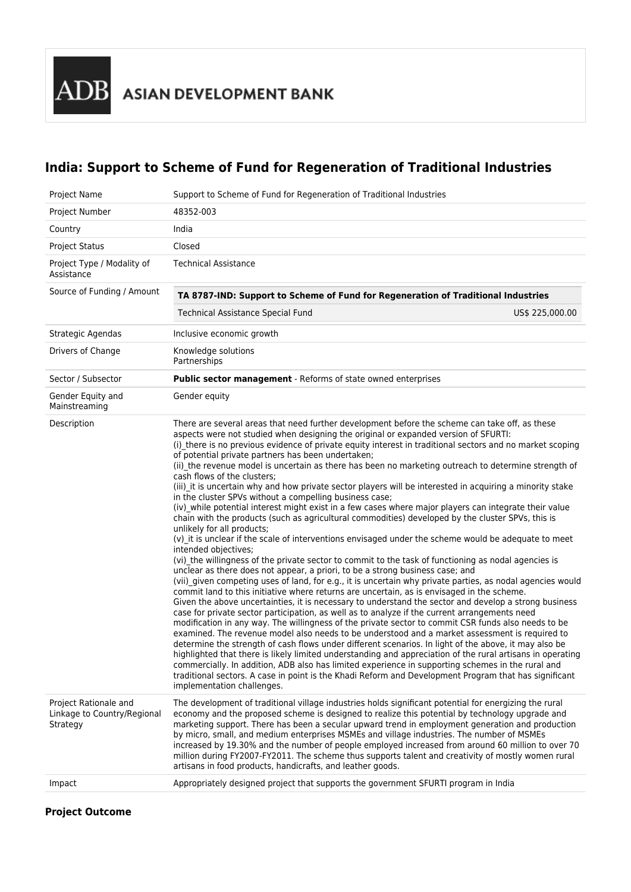ADB ASIAN DEVELOPMENT BANK

# India: Support to Scheme of Fund for Regeneration of Traditional Industries

| | |
|---|---|
| Project Name | Support to Scheme of Fund for Regeneration of Traditional Industries |
| Project Number | 48352-003 |
| Country | India |
| Project Status | Closed |
| Project Type / Modality of Assistance | Technical Assistance |
| Source of Funding / Amount | **TA 8787-IND: Support to Scheme of Fund for Regeneration of Traditional Industries**<br>Technical Assistance Special Fund US$ 225,000.00 |
| Strategic Agendas | Inclusive economic growth |
| Drivers of Change | Knowledge solutions<br>Partnerships |
| Sector / Subsector | **Public sector management** - Reforms of state owned enterprises |
| Gender Equity and Mainstreaming | Gender equity |
| Description | There are several areas that need further development before the scheme can take off, as these aspects were not studied when designing the original or expanded version of SFURTI:<br>(i)_there is no previous evidence of private equity interest in traditional sectors and no market scoping of potential private partners has been undertaken;<br>(ii)_the revenue model is uncertain as there has been no marketing outreach to determine strength of cash flows of the clusters;<br>(iii)_it is uncertain why and how private sector players will be interested in acquiring a minority stake in the cluster SPVs without a compelling business case;<br>(iv)_while potential interest might exist in a few cases where major players can integrate their value chain with the products (such as agricultural commodities) developed by the cluster SPVs, this is unlikely for all products;<br>(v)_it is unclear if the scale of interventions envisaged under the scheme would be adequate to meet intended objectives;<br>(vi)_the willingness of the private sector to commit to the task of functioning as nodal agencies is unclear as there does not appear, a priori, to be a strong business case; and<br>(vii)_given competing uses of land, for e.g., it is uncertain why private parties, as nodal agencies would commit land to this initiative where returns are uncertain, as is envisaged in the scheme.<br>Given the above uncertainties, it is necessary to understand the sector and develop a strong business case for private sector participation, as well as to analyze if the current arrangements need modification in any way. The willingness of the private sector to commit CSR funds also needs to be examined. The revenue model also needs to be understood and a market assessment is required to determine the strength of cash flows under different scenarios. In light of the above, it may also be highlighted that there is likely limited understanding and appreciation of the rural artisans in operating commercially. In addition, ADB also has limited experience in supporting schemes in the rural and traditional sectors. A case in point is the Khadi Reform and Development Program that has significant implementation challenges. |
| Project Rationale and Linkage to Country/Regional Strategy | The development of traditional village industries holds significant potential for energizing the rural economy and the proposed scheme is designed to realize this potential by technology upgrade and marketing support. There has been a secular upward trend in employment generation and production by micro, small, and medium enterprises MSMEs and village industries. The number of MSMEs increased by 19.30% and the number of people employed increased from around 60 million to over 70 million during FY2007-FY2011. The scheme thus supports talent and creativity of mostly women rural artisans in food products, handicrafts, and leather goods. |
| Impact | Appropriately designed project that supports the government SFURTI program in India |

### Project Outcome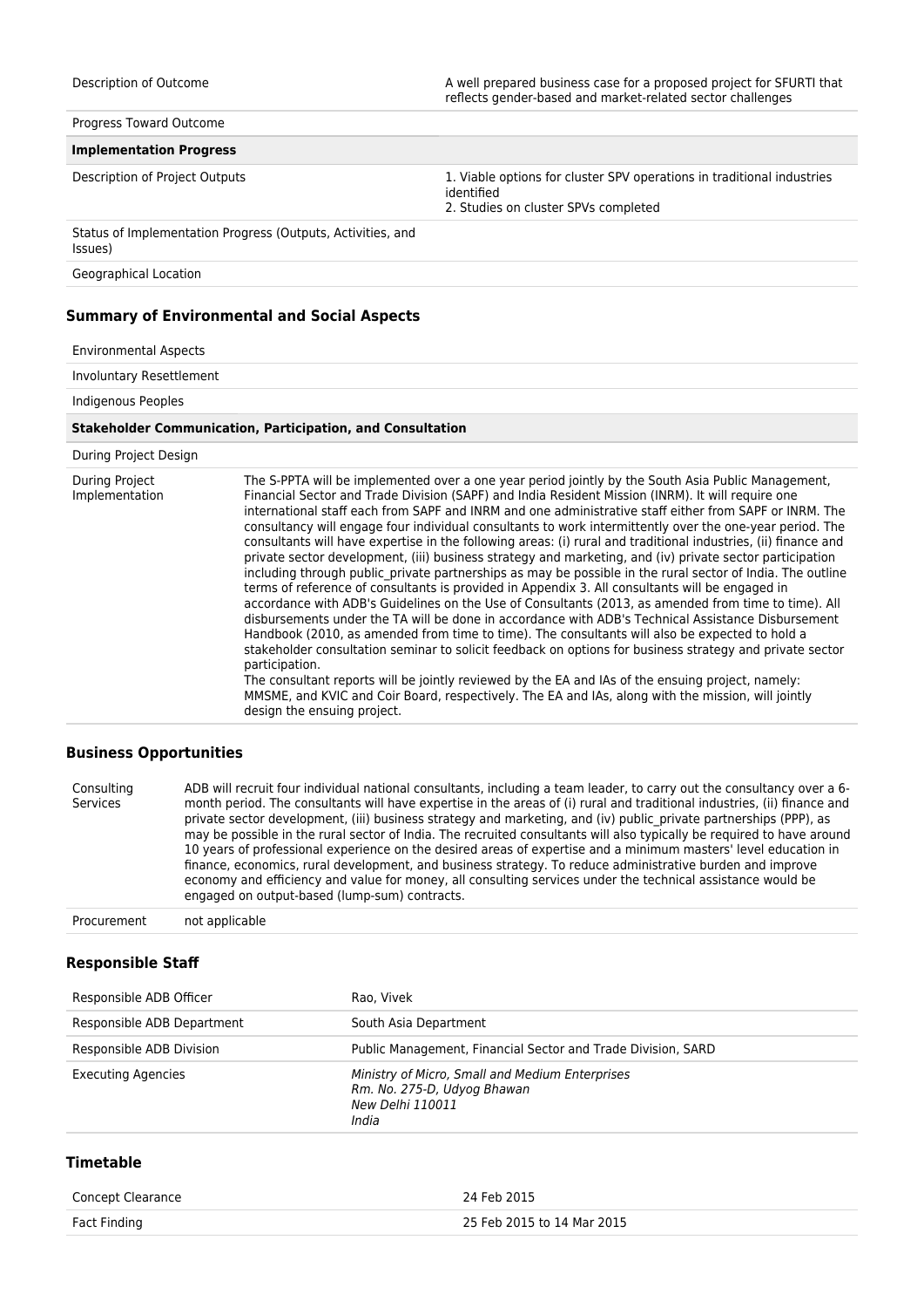| | |
|---|---|
| Description of Outcome | A well prepared business case for a proposed project for SFURTI that reflects gender-based and market-related sector challenges |
| Progress Toward Outcome | |
| **Implementation Progress** | |
| Description of Project Outputs | 1. Viable options for cluster SPV operations in traditional industries identified<br>2. Studies on cluster SPVs completed |
| Status of Implementation Progress (Outputs, Activities, and Issues) | |
| Geographical Location | |

### Summary of Environmental and Social Aspects

| | |
|---|---|
| Environmental Aspects | |
| Involuntary Resettlement | |
| Indigenous Peoples | |
| **Stakeholder Communication, Participation, and Consultation** | |
| During Project Design | |
| During Project Implementation | The S-PPTA will be implemented over a one year period jointly by the South Asia Public Management, Financial Sector and Trade Division (SAPF) and India Resident Mission (INRM). It will require one international staff each from SAPF and INRM and one administrative staff either from SAPF or INRM. The consultancy will engage four individual consultants to work intermittently over the one-year period. The consultants will have expertise in the following areas: (i) rural and traditional industries, (ii) finance and private sector development, (iii) business strategy and marketing, and (iv) private sector participation including through public_private partnerships as may be possible in the rural sector of India. The outline terms of reference of consultants is provided in Appendix 3. All consultants will be engaged in accordance with ADB's Guidelines on the Use of Consultants (2013, as amended from time to time). All disbursements under the TA will be done in accordance with ADB's Technical Assistance Disbursement Handbook (2010, as amended from time to time). The consultants will also be expected to hold a stakeholder consultation seminar to solicit feedback on options for business strategy and private sector participation.<br>The consultant reports will be jointly reviewed by the EA and IAs of the ensuing project, namely: MMSME, and KVIC and Coir Board, respectively. The EA and IAs, along with the mission, will jointly design the ensuing project. |

### Business Opportunities

| | |
|---|---|
| Consulting Services | ADB will recruit four individual national consultants, including a team leader, to carry out the consultancy over a 6-month period. The consultants will have expertise in the areas of (i) rural and traditional industries, (ii) finance and private sector development, (iii) business strategy and marketing, and (iv) public_private partnerships (PPP), as may be possible in the rural sector of India. The recruited consultants will also typically be required to have around 10 years of professional experience on the desired areas of expertise and a minimum masters' level education in finance, economics, rural development, and business strategy. To reduce administrative burden and improve economy and efficiency and value for money, all consulting services under the technical assistance would be engaged on output-based (lump-sum) contracts. |
| Procurement | not applicable |

### Responsible Staff

| | |
|---|---|
| Responsible ADB Officer | Rao, Vivek |
| Responsible ADB Department | South Asia Department |
| Responsible ADB Division | Public Management, Financial Sector and Trade Division, SARD |
| Executing Agencies | *Ministry of Micro, Small and Medium Enterprises*<br>*Rm. No. 275-D, Udyog Bhawan*<br>*New Delhi 110011*<br>*India* |

### Timetable

| | |
|---|---|
| Concept Clearance | 24 Feb 2015 |
| Fact Finding | 25 Feb 2015 to 14 Mar 2015 |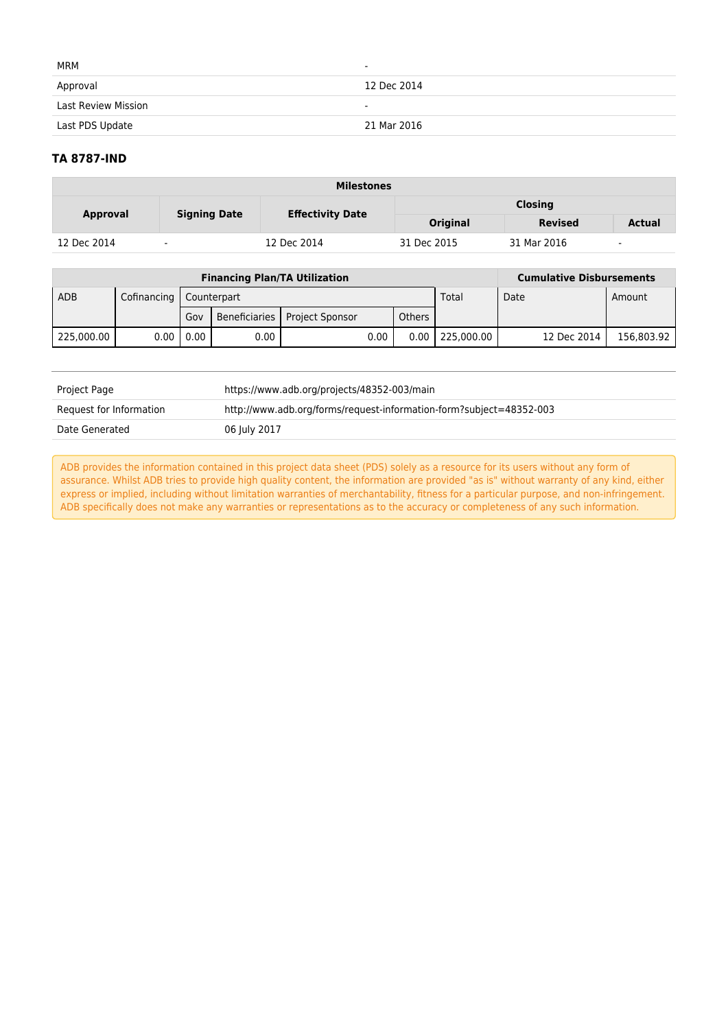| | |
|---|---|
| MRM | - |
| Approval | 12 Dec 2014 |
| Last Review Mission | - |
| Last PDS Update | 21 Mar 2016 |

### TA 8787-IND

| Milestones | | | | | |
|---|---|---|---|---|---|
| Approval | Signing Date | Effectivity Date | Closing | | |
| | | | Original | Revised | Actual |
| 12 Dec 2014 | - | 12 Dec 2014 | 31 Dec 2015 | 31 Mar 2016 | - |

| Financing Plan/TA Utilization | | | | | | | Cumulative Disbursements | |
|---|---|---|---|---|---|---|---|---|
| ADB | Cofinancing | Counterpart | | | | Total | Date | Amount |
| | | Gov | Beneficiaries | Project Sponsor | Others | | | |
| 225,000.00 | 0.00 | 0.00 | 0.00 | 0.00 | 0.00 | 225,000.00 | 12 Dec 2014 | 156,803.92 |

| | |
|---|---|
| Project Page | https://www.adb.org/projects/48352-003/main |
| Request for Information | http://www.adb.org/forms/request-information-form?subject=48352-003 |
| Date Generated | 06 July 2017 |

ADB provides the information contained in this project data sheet (PDS) solely as a resource for its users without any form of assurance. Whilst ADB tries to provide high quality content, the information are provided "as is" without warranty of any kind, either express or implied, including without limitation warranties of merchantability, fitness for a particular purpose, and non-infringement. ADB specifically does not make any warranties or representations as to the accuracy or completeness of any such information.